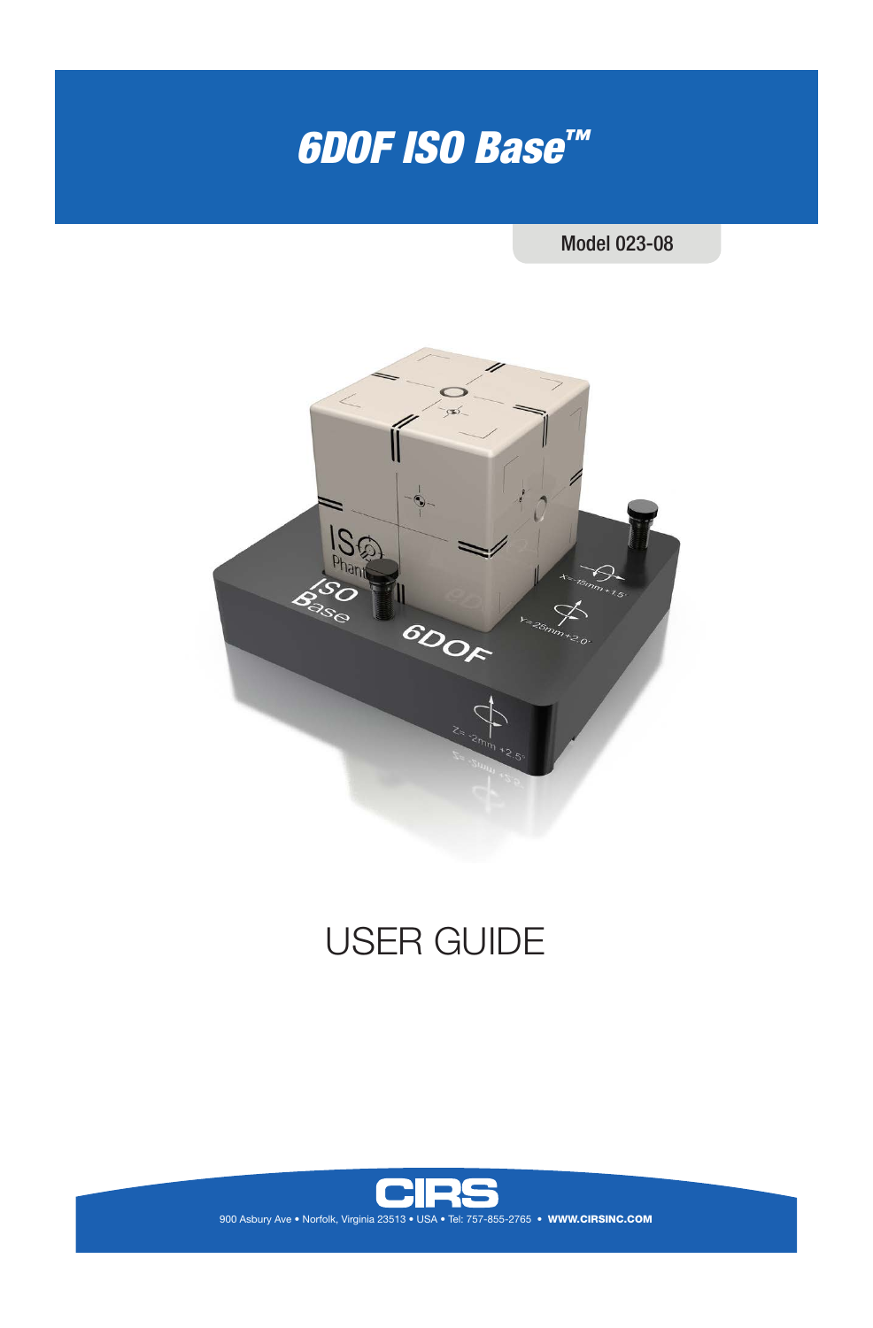# *6DOF ISO Base™*

Model 023-08

USER GUIDE

CIRS

900 Asbury Ave • Norfolk, Virginia 23513 • USA • Tel: 757-855-2765 • **WWW.CIRSINC.COM**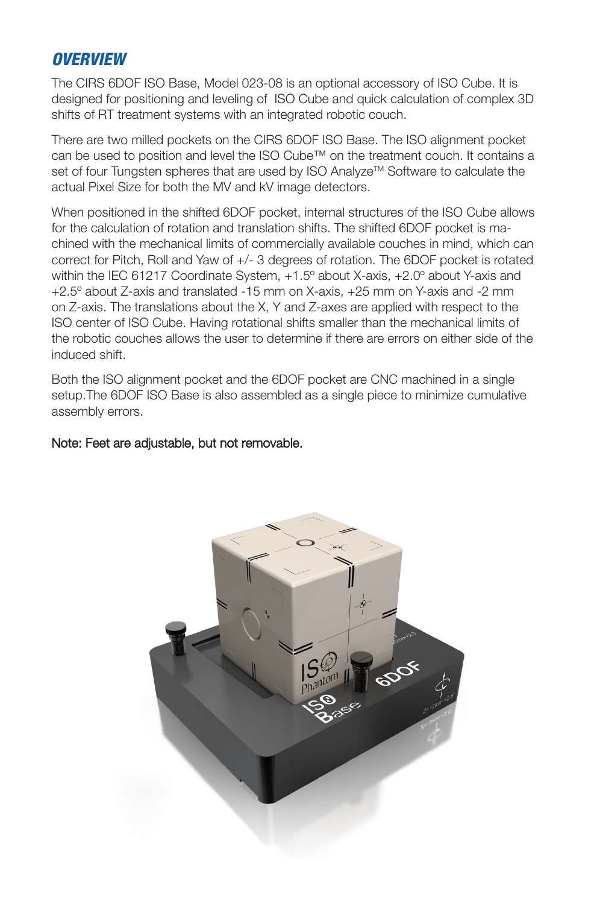## *OVERVIEW*

The CIRS 6DOF ISO Base, Model 023-08 is an optional accessory of ISO Cube. It is designed for positioning and leveling of ISO Cube and quick calculation of complex 3D shifts of RT treatment systems with an integrated robotic couch.

There are two milled pockets on the CIRS 6DOF ISO Base. The ISO alignment pocket can be used to position and level the ISO Cube™ on the treatment couch. It contains a set of four Tungsten spheres that are used by ISO Analyze™ Software to calculate the actual Pixel Size for both the MV and kV image detectors.

When positioned in the shifted 6DOF pocket, internal structures of the ISO Cube allows for the calculation of rotation and translation shifts. The shifted 6DOF pocket is machined with the mechanical limits of commercially available couches in mind, which can correct for Pitch, Roll and Yaw of +/- 3 degrees of rotation. The 6DOF pocket is rotated within the IEC 61217 Coordinate System, +1.5º about X-axis, +2.0º about Y-axis and +2.5º about Z-axis and translated -15 mm on X-axis, +25 mm on Y-axis and -2 mm on Z-axis. The translations about the X, Y and Z-axes are applied with respect to the ISO center of ISO Cube. Having rotational shifts smaller than the mechanical limits of the robotic couches allows the user to determine if there are errors on either side of the induced shift.

Both the ISO alignment pocket and the 6DOF pocket are CNC machined in a single setup.The 6DOF ISO Base is also assembled as a single piece to minimize cumulative assembly errors.

Note: Feet are adjustable, but not removable.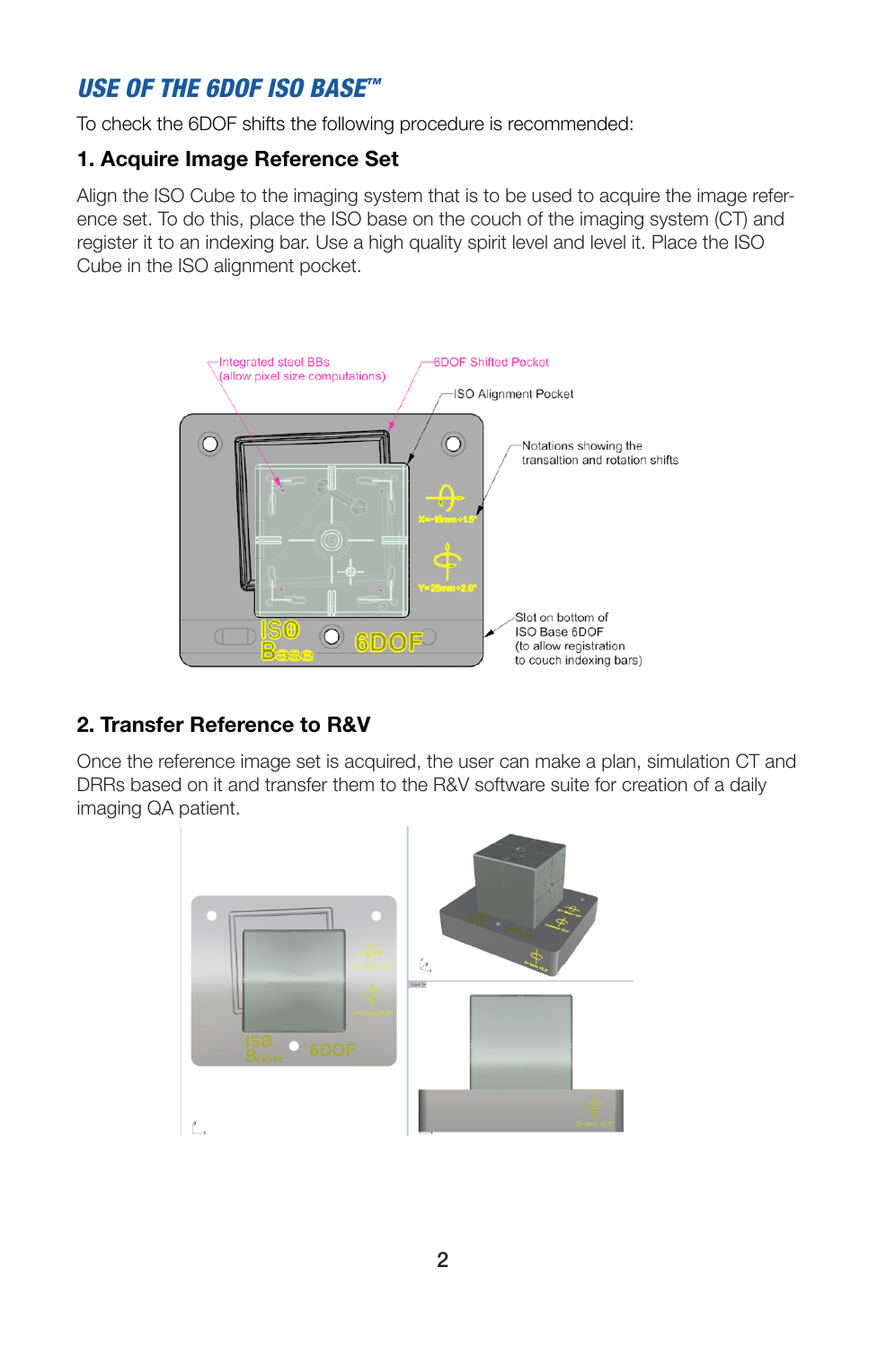## USE OF THE 6DOF ISO BASE™

To check the 6DOF shifts the following procedure is recommended:

### 1. Acquire Image Reference Set

Align the ISO Cube to the imaging system that is to be used to acquire the image reference set. To do this, place the ISO base on the couch of the imaging system (CT) and register it to an indexing bar. Use a high quality spirit level and level it. Place the ISO Cube in the ISO alignment pocket.

Integrated steel BBs (allow pixel size computations)

6DOF Shifted Pocket

ISO Alignment Pocket

Notations showing the transaltion and rotation shifts

Slot on bottom of ISO Base 6DOF (to allow registration to couch indexing bars)

### 2. Transfer Reference to R&V

Once the reference image set is acquired, the user can make a plan, simulation CT and DRRs based on it and transfer them to the R&V software suite for creation of a daily imaging QA patient.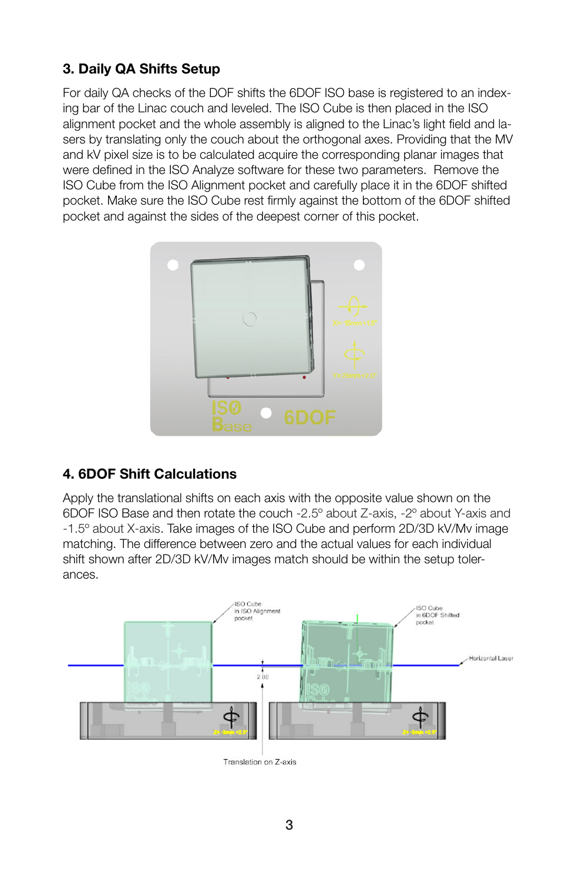## 3. Daily QA Shifts Setup

For daily QA checks of the DOF shifts the 6DOF ISO base is registered to an indexing bar of the Linac couch and leveled. The ISO Cube is then placed in the ISO alignment pocket and the whole assembly is aligned to the Linac's light field and lasers by translating only the couch about the orthogonal axes. Providing that the MV and kV pixel size is to be calculated acquire the corresponding planar images that were defined in the ISO Analyze software for these two parameters. Remove the ISO Cube from the ISO Alignment pocket and carefully place it in the 6DOF shifted pocket. Make sure the ISO Cube rest firmly against the bottom of the 6DOF shifted pocket and against the sides of the deepest corner of this pocket.

## 4. 6DOF Shift Calculations

Apply the translational shifts on each axis with the opposite value shown on the 6DOF ISO Base and then rotate the couch -2.5º about Z-axis, -2º about Y-axis and -1.5º about X-axis. Take images of the ISO Cube and perform 2D/3D kV/Mv image matching. The difference between zero and the actual values for each individual shift shown after 2D/3D kV/Mv images match should be within the setup tolerances.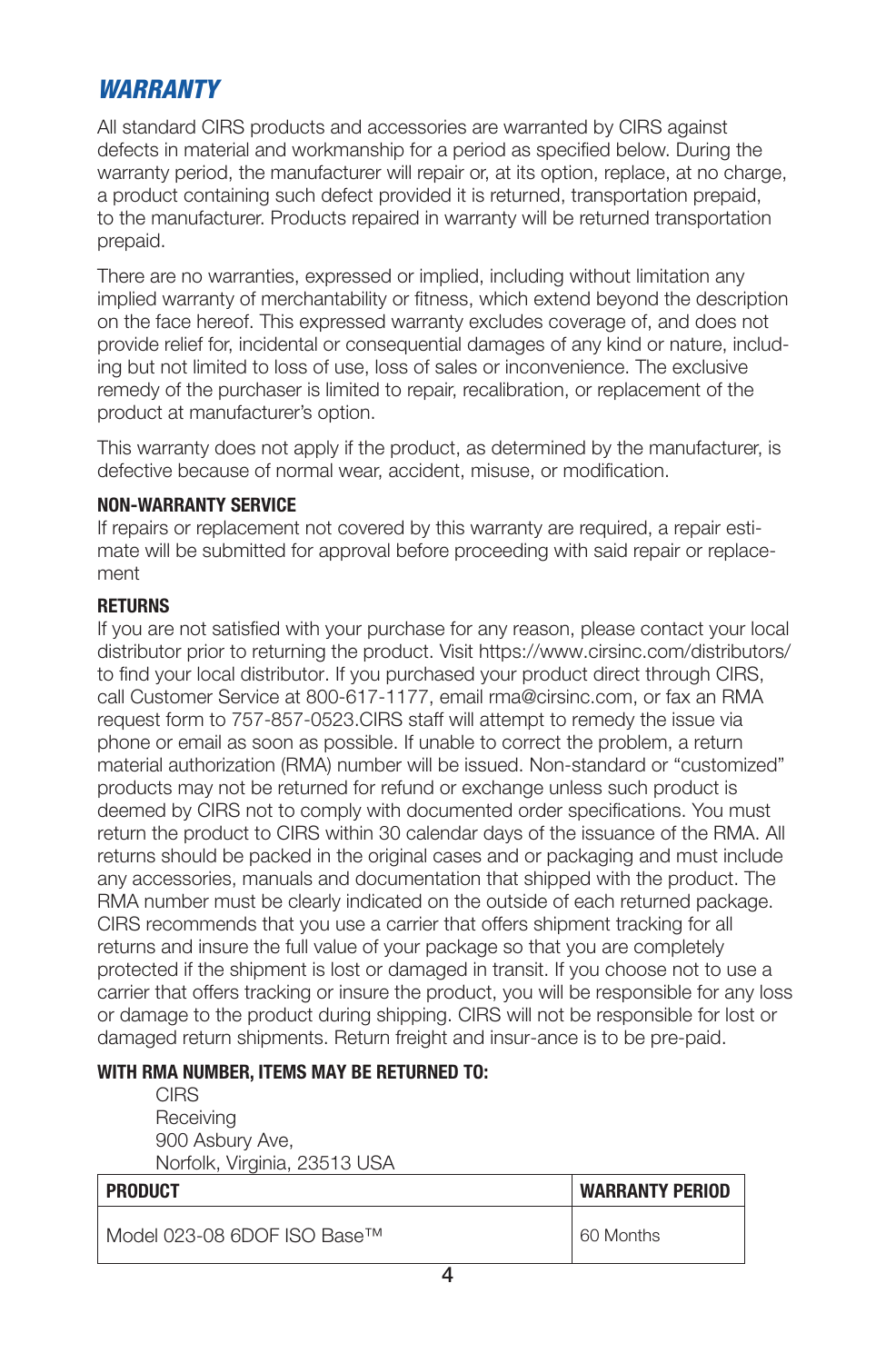## *WARRANTY*

All standard CIRS products and accessories are warranted by CIRS against defects in material and workmanship for a period as specified below. During the warranty period, the manufacturer will repair or, at its option, replace, at no charge, a product containing such defect provided it is returned, transportation prepaid, to the manufacturer. Products repaired in warranty will be returned transportation prepaid.

There are no warranties, expressed or implied, including without limitation any implied warranty of merchantability or fitness, which extend beyond the description on the face hereof. This expressed warranty excludes coverage of, and does not provide relief for, incidental or consequential damages of any kind or nature, including but not limited to loss of use, loss of sales or inconvenience. The exclusive remedy of the purchaser is limited to repair, recalibration, or replacement of the product at manufacturer's option.

This warranty does not apply if the product, as determined by the manufacturer, is defective because of normal wear, accident, misuse, or modification.

**NON-WARRANTY SERVICE**

If repairs or replacement not covered by this warranty are required, a repair estimate will be submitted for approval before proceeding with said repair or replacement

**RETURNS**

If you are not satisfied with your purchase for any reason, please contact your local distributor prior to returning the product. Visit https://www.cirsinc.com/distributors/ to find your local distributor. If you purchased your product direct through CIRS, call Customer Service at 800-617-1177, email rma@cirsinc.com, or fax an RMA request form to 757-857-0523.CIRS staff will attempt to remedy the issue via phone or email as soon as possible. If unable to correct the problem, a return material authorization (RMA) number will be issued. Non-standard or "customized" products may not be returned for refund or exchange unless such product is deemed by CIRS not to comply with documented order specifications. You must return the product to CIRS within 30 calendar days of the issuance of the RMA. All returns should be packed in the original cases and or packaging and must include any accessories, manuals and documentation that shipped with the product. The RMA number must be clearly indicated on the outside of each returned package. CIRS recommends that you use a carrier that offers shipment tracking for all returns and insure the full value of your package so that you are completely protected if the shipment is lost or damaged in transit. If you choose not to use a carrier that offers tracking or insure the product, you will be responsible for any loss or damage to the product during shipping. CIRS will not be responsible for lost or damaged return shipments. Return freight and insur-ance is to be pre-paid.

**WITH RMA NUMBER, ITEMS MAY BE RETURNED TO:**

CIRS
Receiving
900 Asbury Ave,
Norfolk, Virginia, 23513 USA

| PRODUCT | WARRANTY PERIOD |
|---|---|
| Model 023-08 6DOF ISO Base™ | 60 Months |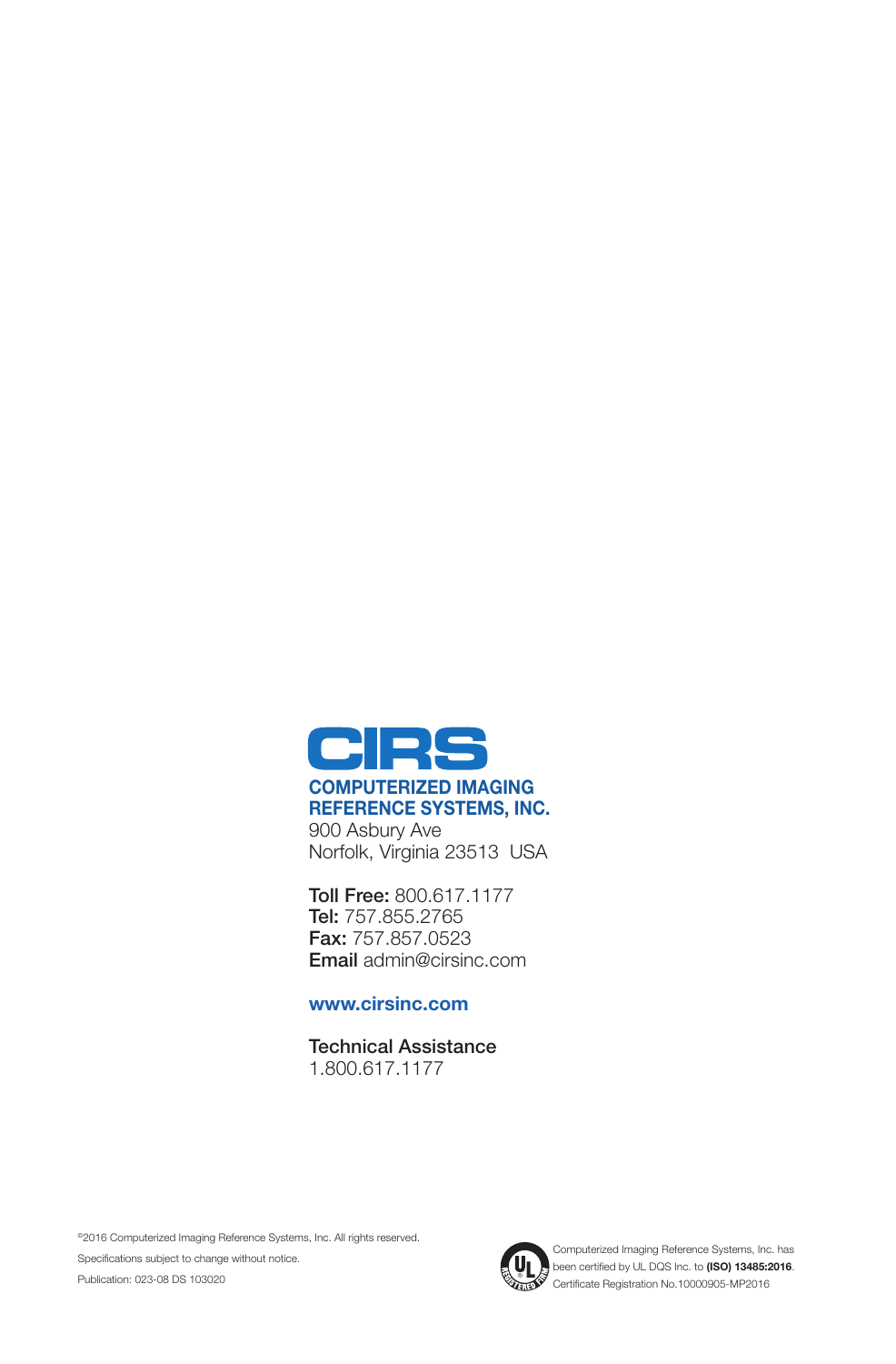CIRS

**COMPUTERIZED IMAGING REFERENCE SYSTEMS, INC.**

900 Asbury Ave
Norfolk, Virginia 23513 USA

**Toll Free:** 800.617.1177
**Tel:** 757.855.2765
**Fax:** 757.857.0523
**Email** admin@cirsinc.com

**www.cirsinc.com**

Technical Assistance
1.800.617.1177

©2016 Computerized Imaging Reference Systems, Inc. All rights reserved.

Specifications subject to change without notice.

Publication: 023-08 DS 103020

Computerized Imaging Reference Systems, Inc. has been certified by UL DQS Inc. to **(ISO) 13485:2016**. Certificate Registration No.10000905-MP2016